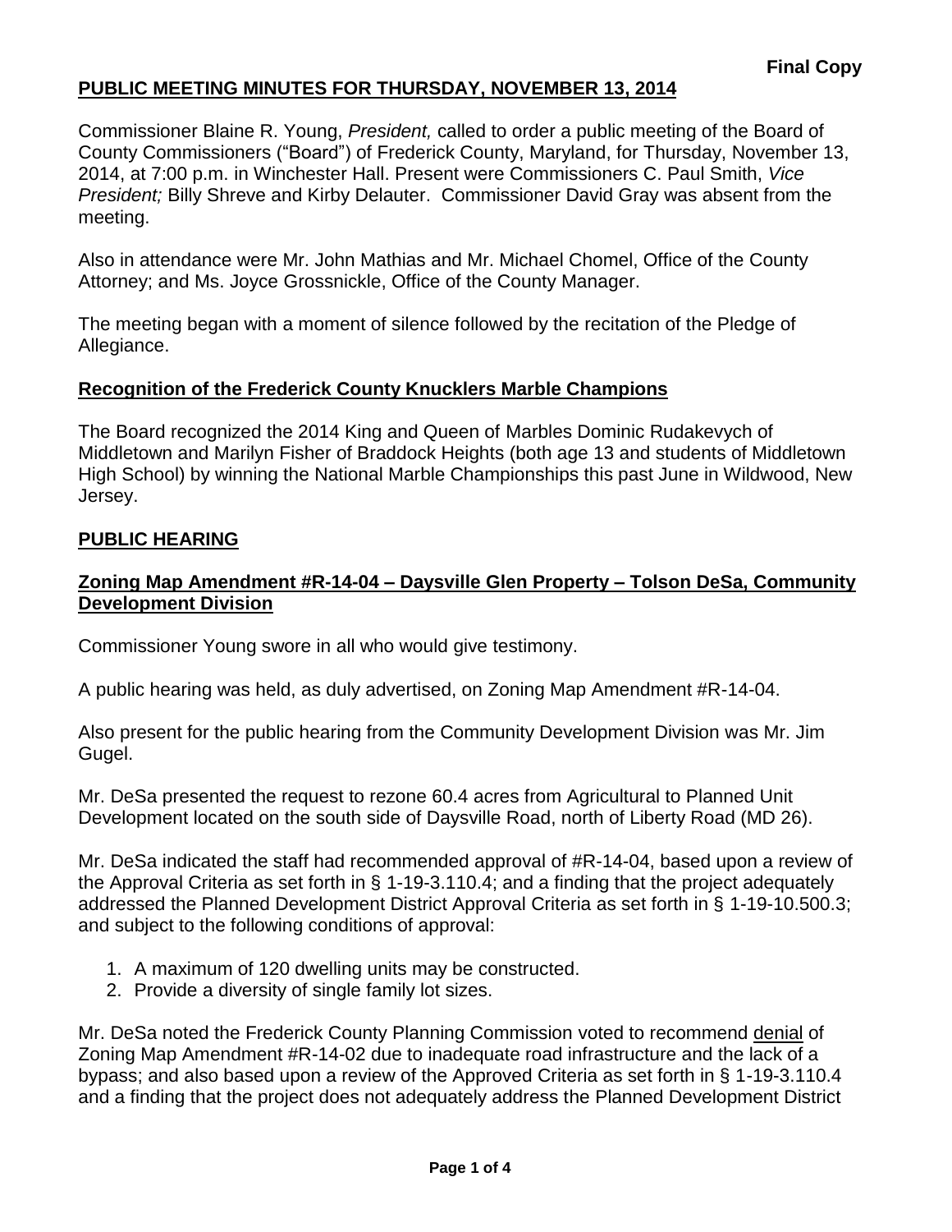**Final Copy**

## PUBLIC MEETING MINUTES FOR THURSDAY, NOVEMBER 13, 2014

Commissioner Blaine R. Young, *President,* called to order a public meeting of the Board of County Commissioners ("Board") of Frederick County, Maryland, for Thursday, November 13, 2014, at 7:00 p.m. in Winchester Hall. Present were Commissioners C. Paul Smith, *Vice President;* Billy Shreve and Kirby Delauter. Commissioner David Gray was absent from the meeting.

Also in attendance were Mr. John Mathias and Mr. Michael Chomel, Office of the County Attorney; and Ms. Joyce Grossnickle, Office of the County Manager.

The meeting began with a moment of silence followed by the recitation of the Pledge of Allegiance.

### Recognition of the Frederick County Knucklers Marble Champions

The Board recognized the 2014 King and Queen of Marbles Dominic Rudakevych of Middletown and Marilyn Fisher of Braddock Heights (both age 13 and students of Middletown High School) by winning the National Marble Championships this past June in Wildwood, New Jersey.

### PUBLIC HEARING

### Zoning Map Amendment #R-14-04 – Daysville Glen Property – Tolson DeSa, Community Development Division

Commissioner Young swore in all who would give testimony.

A public hearing was held, as duly advertised, on Zoning Map Amendment #R-14-04.

Also present for the public hearing from the Community Development Division was Mr. Jim Gugel.

Mr. DeSa presented the request to rezone 60.4 acres from Agricultural to Planned Unit Development located on the south side of Daysville Road, north of Liberty Road (MD 26).

Mr. DeSa indicated the staff had recommended approval of #R-14-04, based upon a review of the Approval Criteria as set forth in § 1-19-3.110.4; and a finding that the project adequately addressed the Planned Development District Approval Criteria as set forth in § 1-19-10.500.3; and subject to the following conditions of approval:

1. A maximum of 120 dwelling units may be constructed.
2. Provide a diversity of single family lot sizes.

Mr. DeSa noted the Frederick County Planning Commission voted to recommend denial of Zoning Map Amendment #R-14-02 due to inadequate road infrastructure and the lack of a bypass; and also based upon a review of the Approved Criteria as set forth in § 1-19-3.110.4 and a finding that the project does not adequately address the Planned Development District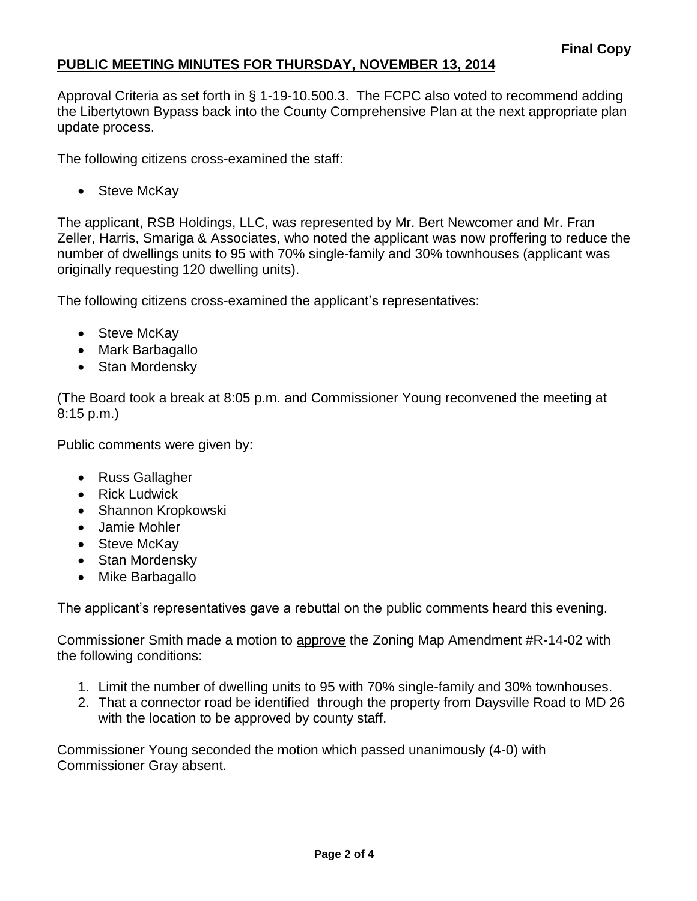**Final Copy**

**PUBLIC MEETING MINUTES FOR THURSDAY, NOVEMBER 13, 2014**

Approval Criteria as set forth in § 1-19-10.500.3. The FCPC also voted to recommend adding the Libertytown Bypass back into the County Comprehensive Plan at the next appropriate plan update process.

The following citizens cross-examined the staff:

- Steve McKay

The applicant, RSB Holdings, LLC, was represented by Mr. Bert Newcomer and Mr. Fran Zeller, Harris, Smariga & Associates, who noted the applicant was now proffering to reduce the number of dwellings units to 95 with 70% single-family and 30% townhouses (applicant was originally requesting 120 dwelling units).

The following citizens cross-examined the applicant's representatives:

- Steve McKay
- Mark Barbagallo
- Stan Mordensky

(The Board took a break at 8:05 p.m. and Commissioner Young reconvened the meeting at 8:15 p.m.)

Public comments were given by:

- Russ Gallagher
- Rick Ludwick
- Shannon Kropkowski
- Jamie Mohler
- Steve McKay
- Stan Mordensky
- Mike Barbagallo

The applicant's representatives gave a rebuttal on the public comments heard this evening.

Commissioner Smith made a motion to <u>approve</u> the Zoning Map Amendment #R-14-02 with the following conditions:

1. Limit the number of dwelling units to 95 with 70% single-family and 30% townhouses.
2. That a connector road be identified through the property from Daysville Road to MD 26 with the location to be approved by county staff.

Commissioner Young seconded the motion which passed unanimously (4-0) with Commissioner Gray absent.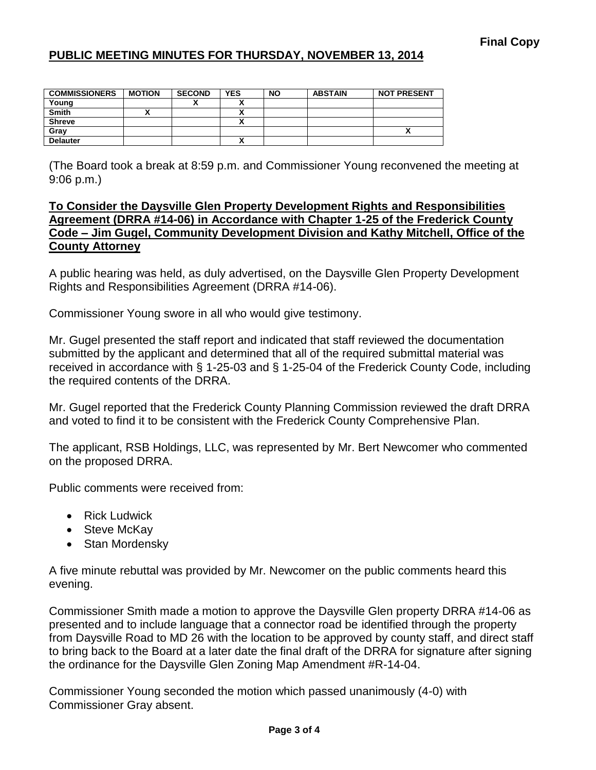**Final Copy**

## PUBLIC MEETING MINUTES FOR THURSDAY, NOVEMBER 13, 2014

| COMMISSIONERS | MOTION | SECOND | YES | NO | ABSTAIN | NOT PRESENT |
|---|---|---|---|---|---|---|
| Young | | X | X | | | |
| Smith | X | | X | | | |
| Shreve | | | X | | | |
| Gray | | | | | | X |
| Delauter | | | X | | | |

(The Board took a break at 8:59 p.m. and Commissioner Young reconvened the meeting at 9:06 p.m.)

**To Consider the Daysville Glen Property Development Rights and Responsibilities Agreement (DRRA #14-06) in Accordance with Chapter 1-25 of the Frederick County Code – Jim Gugel, Community Development Division and Kathy Mitchell, Office of the County Attorney**

A public hearing was held, as duly advertised, on the Daysville Glen Property Development Rights and Responsibilities Agreement (DRRA #14-06).

Commissioner Young swore in all who would give testimony.

Mr. Gugel presented the staff report and indicated that staff reviewed the documentation submitted by the applicant and determined that all of the required submittal material was received in accordance with § 1-25-03 and § 1-25-04 of the Frederick County Code, including the required contents of the DRRA.

Mr. Gugel reported that the Frederick County Planning Commission reviewed the draft DRRA and voted to find it to be consistent with the Frederick County Comprehensive Plan.

The applicant, RSB Holdings, LLC, was represented by Mr. Bert Newcomer who commented on the proposed DRRA.

Public comments were received from:

- Rick Ludwick
- Steve McKay
- Stan Mordensky

A five minute rebuttal was provided by Mr. Newcomer on the public comments heard this evening.

Commissioner Smith made a motion to approve the Daysville Glen property DRRA #14-06 as presented and to include language that a connector road be identified through the property from Daysville Road to MD 26 with the location to be approved by county staff, and direct staff to bring back to the Board at a later date the final draft of the DRRA for signature after signing the ordinance for the Daysville Glen Zoning Map Amendment #R-14-04.

Commissioner Young seconded the motion which passed unanimously (4-0) with Commissioner Gray absent.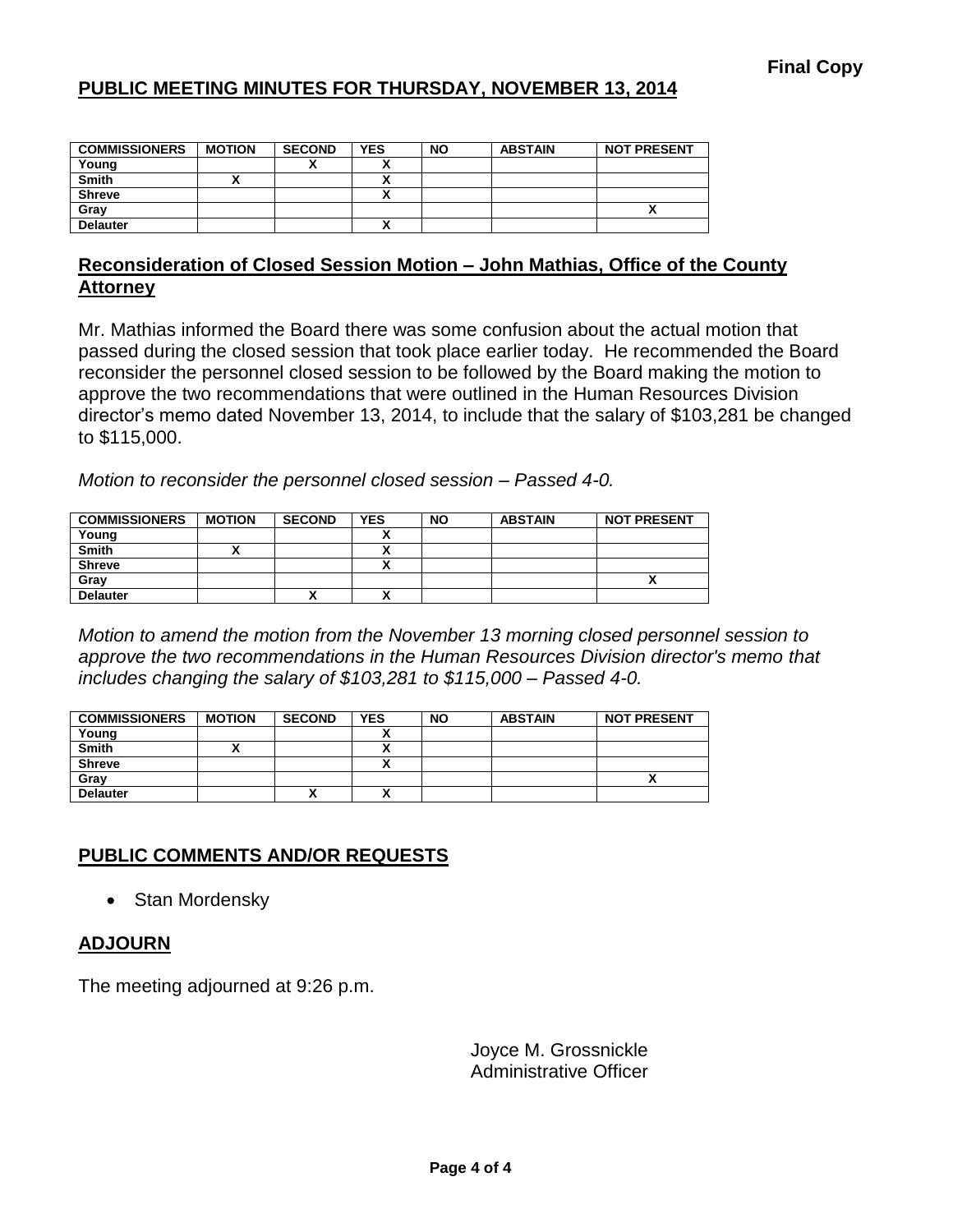**Final Copy**

**PUBLIC MEETING MINUTES FOR THURSDAY, NOVEMBER 13, 2014**

| COMMISSIONERS | MOTION | SECOND | YES | NO | ABSTAIN | NOT PRESENT |
|---|---|---|---|---|---|---|
| Young | | X | X | | | |
| Smith | X | | X | | | |
| Shreve | | | X | | | |
| Gray | | | | | | X |
| Delauter | | | X | | | |

## Reconsideration of Closed Session Motion – John Mathias, Office of the County Attorney

Mr. Mathias informed the Board there was some confusion about the actual motion that passed during the closed session that took place earlier today. He recommended the Board reconsider the personnel closed session to be followed by the Board making the motion to approve the two recommendations that were outlined in the Human Resources Division director's memo dated November 13, 2014, to include that the salary of $103,281 be changed to $115,000.

*Motion to reconsider the personnel closed session – Passed 4-0.*

| COMMISSIONERS | MOTION | SECOND | YES | NO | ABSTAIN | NOT PRESENT |
|---|---|---|---|---|---|---|
| Young | | | X | | | |
| Smith | X | | X | | | |
| Shreve | | | X | | | |
| Gray | | | | | | X |
| Delauter | | X | X | | | |

*Motion to amend the motion from the November 13 morning closed personnel session to approve the two recommendations in the Human Resources Division director's memo that includes changing the salary of $103,281 to $115,000 – Passed 4-0.*

| COMMISSIONERS | MOTION | SECOND | YES | NO | ABSTAIN | NOT PRESENT |
|---|---|---|---|---|---|---|
| Young | | | X | | | |
| Smith | X | | X | | | |
| Shreve | | | X | | | |
| Gray | | | | | | X |
| Delauter | | X | X | | | |

## PUBLIC COMMENTS AND/OR REQUESTS

- Stan Mordensky

## ADJOURN

The meeting adjourned at 9:26 p.m.

Joyce M. Grossnickle
Administrative Officer